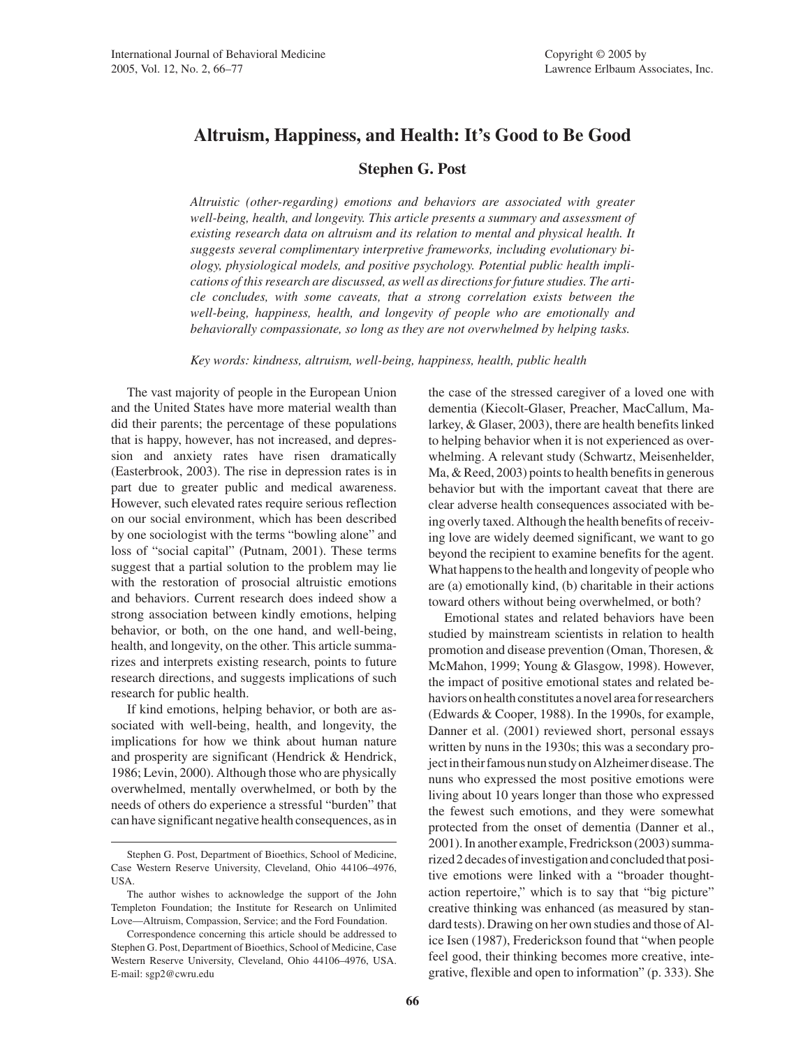# Altruism, Happiness, and Health: It's Good to Be Good

**Stephen G. Post**

*Altruistic (other-regarding) emotions and behaviors are associated with greater well-being, health, and longevity. This article presents a summary and assessment of existing research data on altruism and its relation to mental and physical health. It suggests several complimentary interpretive frameworks, including evolutionary biology, physiological models, and positive psychology. Potential public health implications of this research are discussed, as well as directions for future studies. The article concludes, with some caveats, that a strong correlation exists between the well-being, happiness, health, and longevity of people who are emotionally and behaviorally compassionate, so long as they are not overwhelmed by helping tasks.*

*Key words: kindness, altruism, well-being, happiness, health, public health*

The vast majority of people in the European Union and the United States have more material wealth than did their parents; the percentage of these populations that is happy, however, has not increased, and depression and anxiety rates have risen dramatically (Easterbrook, 2003). The rise in depression rates is in part due to greater public and medical awareness. However, such elevated rates require serious reflection on our social environment, which has been described by one sociologist with the terms "bowling alone" and loss of "social capital" (Putnam, 2001). These terms suggest that a partial solution to the problem may lie with the restoration of prosocial altruistic emotions and behaviors. Current research does indeed show a strong association between kindly emotions, helping behavior, or both, on the one hand, and well-being, health, and longevity, on the other. This article summarizes and interprets existing research, points to future research directions, and suggests implications of such research for public health.

If kind emotions, helping behavior, or both are associated with well-being, health, and longevity, the implications for how we think about human nature and prosperity are significant (Hendrick & Hendrick, 1986; Levin, 2000). Although those who are physically overwhelmed, mentally overwhelmed, or both by the needs of others do experience a stressful "burden" that can have significant negative health consequences, as in the case of the stressed caregiver of a loved one with dementia (Kiecolt-Glaser, Preacher, MacCallum, Malarkey, & Glaser, 2003), there are health benefits linked to helping behavior when it is not experienced as overwhelming. A relevant study (Schwartz, Meisenhelder, Ma, & Reed, 2003) points to health benefits in generous behavior but with the important caveat that there are clear adverse health consequences associated with being overly taxed. Although the health benefits of receiving love are widely deemed significant, we want to go beyond the recipient to examine benefits for the agent. What happens to the health and longevity of people who are (a) emotionally kind, (b) charitable in their actions toward others without being overwhelmed, or both?

Emotional states and related behaviors have been studied by mainstream scientists in relation to health promotion and disease prevention (Oman, Thoresen, & McMahon, 1999; Young & Glasgow, 1998). However, the impact of positive emotional states and related behaviors on health constitutes a novel area for researchers (Edwards & Cooper, 1988). In the 1990s, for example, Danner et al. (2001) reviewed short, personal essays written by nuns in the 1930s; this was a secondary project in their famous nun study on Alzheimer disease. The nuns who expressed the most positive emotions were living about 10 years longer than those who expressed the fewest such emotions, and they were somewhat protected from the onset of dementia (Danner et al., 2001). In another example, Fredrickson (2003) summarized 2 decades of investigation and concluded that positive emotions were linked with a "broader thought-action repertoire," which is to say that "big picture" creative thinking was enhanced (as measured by standard tests). Drawing on her own studies and those of Alice Isen (1987), Fredrickson found that "when people feel good, their thinking becomes more creative, integrative, flexible and open to information" (p. 333). She

---

Stephen G. Post, Department of Bioethics, School of Medicine, Case Western Reserve University, Cleveland, Ohio 44106–4976, USA.

The author wishes to acknowledge the support of the John Templeton Foundation; the Institute for Research on Unlimited Love—Altruism, Compassion, Service; and the Ford Foundation.

Correspondence concerning this article should be addressed to Stephen G. Post, Department of Bioethics, School of Medicine, Case Western Reserve University, Cleveland, Ohio 44106–4976, USA. E-mail: sgp2@cwru.edu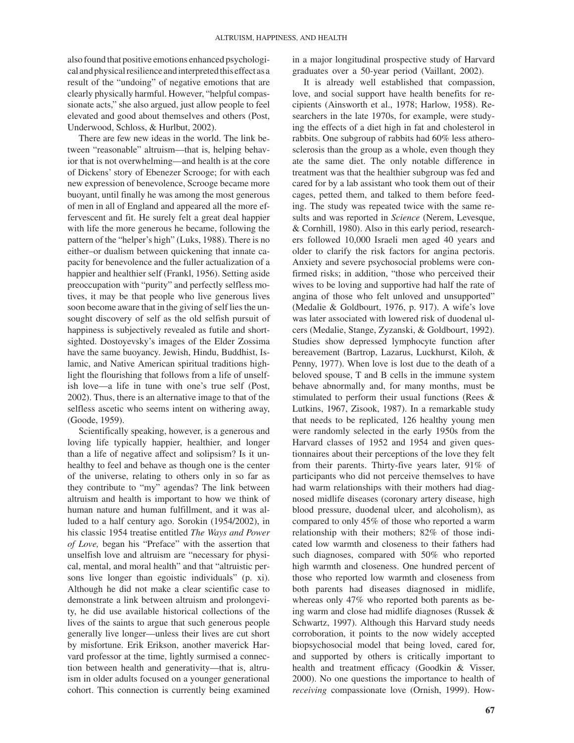also found that positive emotions enhanced psychological and physical resilience and interpreted this effect as a result of the "undoing" of negative emotions that are clearly physically harmful. However, "helpful compassionate acts," she also argued, just allow people to feel elevated and good about themselves and others (Post, Underwood, Schloss, & Hurlbut, 2002).

There are few new ideas in the world. The link between "reasonable" altruism—that is, helping behavior that is not overwhelming—and health is at the core of Dickens' story of Ebenezer Scrooge; for with each new expression of benevolence, Scrooge became more buoyant, until finally he was among the most generous of men in all of England and appeared all the more effervescent and fit. He surely felt a great deal happier with life the more generous he became, following the pattern of the "helper's high" (Luks, 1988). There is no either–or dualism between quickening that innate capacity for benevolence and the fuller actualization of a happier and healthier self (Frankl, 1956). Setting aside preoccupation with "purity" and perfectly selfless motives, it may be that people who live generous lives soon become aware that in the giving of self lies the unsought discovery of self as the old selfish pursuit of happiness is subjectively revealed as futile and shortsighted. Dostoyevsky's images of the Elder Zossima have the same buoyancy. Jewish, Hindu, Buddhist, Islamic, and Native American spiritual traditions highlight the flourishing that follows from a life of unselfish love—a life in tune with one's true self (Post, 2002). Thus, there is an alternative image to that of the selfless ascetic who seems intent on withering away, (Goode, 1959).

Scientifically speaking, however, is a generous and loving life typically happier, healthier, and longer than a life of negative affect and solipsism? Is it unhealthy to feel and behave as though one is the center of the universe, relating to others only in so far as they contribute to "my" agendas? The link between altruism and health is important to how we think of human nature and human fulfillment, and it was alluded to a half century ago. Sorokin (1954/2002), in his classic 1954 treatise entitled *The Ways and Power of Love,* began his "Preface" with the assertion that unselfish love and altruism are "necessary for physical, mental, and moral health" and that "altruistic persons live longer than egoistic individuals" (p. xi). Although he did not make a clear scientific case to demonstrate a link between altruism and prolongevity, he did use available historical collections of the lives of the saints to argue that such generous people generally live longer—unless their lives are cut short by misfortune. Erik Erikson, another maverick Harvard professor at the time, lightly surmised a connection between health and generativity—that is, altruism in older adults focused on a younger generational cohort. This connection is currently being examined in a major longitudinal prospective study of Harvard graduates over a 50-year period (Vaillant, 2002).

It is already well established that compassion, love, and social support have health benefits for recipients (Ainsworth et al., 1978; Harlow, 1958). Researchers in the late 1970s, for example, were studying the effects of a diet high in fat and cholesterol in rabbits. One subgroup of rabbits had 60% less atherosclerosis than the group as a whole, even though they ate the same diet. The only notable difference in treatment was that the healthier subgroup was fed and cared for by a lab assistant who took them out of their cages, petted them, and talked to them before feeding. The study was repeated twice with the same results and was reported in *Science* (Nerem, Levesque, & Cornhill, 1980). Also in this early period, researchers followed 10,000 Israeli men aged 40 years and older to clarify the risk factors for angina pectoris. Anxiety and severe psychosocial problems were confirmed risks; in addition, "those who perceived their wives to be loving and supportive had half the rate of angina of those who felt unloved and unsupported" (Medalie & Goldbourt, 1976, p. 917). A wife's love was later associated with lowered risk of duodenal ulcers (Medalie, Stange, Zyzanski, & Goldbourt, 1992). Studies show depressed lymphocyte function after bereavement (Bartrop, Lazarus, Luckhurst, Kiloh, & Penny, 1977). When love is lost due to the death of a beloved spouse, T and B cells in the immune system behave abnormally and, for many months, must be stimulated to perform their usual functions (Rees & Lutkins, 1967, Zisook, 1987). In a remarkable study that needs to be replicated, 126 healthy young men were randomly selected in the early 1950s from the Harvard classes of 1952 and 1954 and given questionnaires about their perceptions of the love they felt from their parents. Thirty-five years later, 91% of participants who did not perceive themselves to have had warm relationships with their mothers had diagnosed midlife diseases (coronary artery disease, high blood pressure, duodenal ulcer, and alcoholism), as compared to only 45% of those who reported a warm relationship with their mothers; 82% of those indicated low warmth and closeness to their fathers had such diagnoses, compared with 50% who reported high warmth and closeness. One hundred percent of those who reported low warmth and closeness from both parents had diseases diagnosed in midlife, whereas only 47% who reported both parents as being warm and close had midlife diagnoses (Russek & Schwartz, 1997). Although this Harvard study needs corroboration, it points to the now widely accepted biopsychosocial model that being loved, cared for, and supported by others is critically important to health and treatment efficacy (Goodkin & Visser, 2000). No one questions the importance to health of *receiving* compassionate love (Ornish, 1999). How-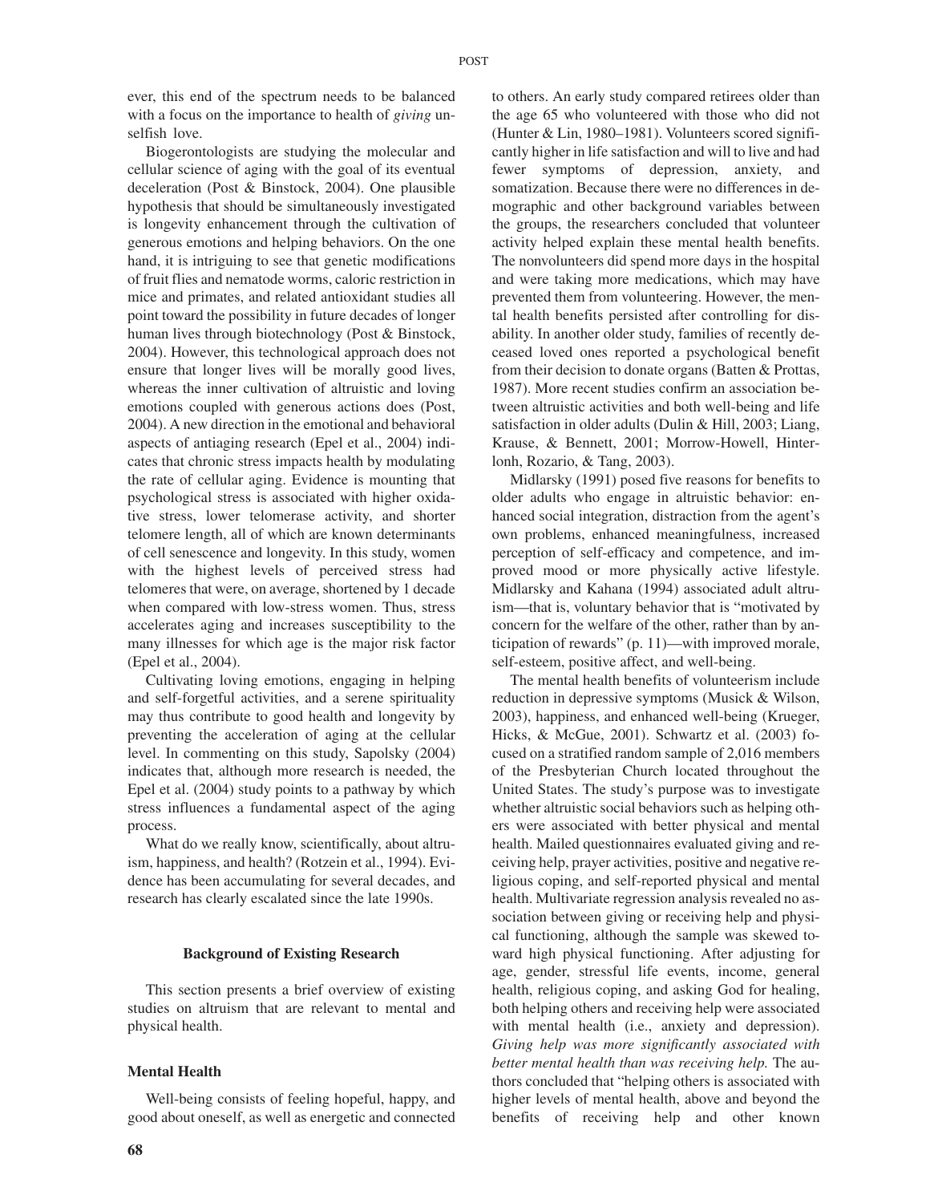ever, this end of the spectrum needs to be balanced with a focus on the importance to health of *giving* unselfish love.

Biogerontologists are studying the molecular and cellular science of aging with the goal of its eventual deceleration (Post & Binstock, 2004). One plausible hypothesis that should be simultaneously investigated is longevity enhancement through the cultivation of generous emotions and helping behaviors. On the one hand, it is intriguing to see that genetic modifications of fruit flies and nematode worms, caloric restriction in mice and primates, and related antioxidant studies all point toward the possibility in future decades of longer human lives through biotechnology (Post & Binstock, 2004). However, this technological approach does not ensure that longer lives will be morally good lives, whereas the inner cultivation of altruistic and loving emotions coupled with generous actions does (Post, 2004). A new direction in the emotional and behavioral aspects of antiaging research (Epel et al., 2004) indicates that chronic stress impacts health by modulating the rate of cellular aging. Evidence is mounting that psychological stress is associated with higher oxidative stress, lower telomerase activity, and shorter telomere length, all of which are known determinants of cell senescence and longevity. In this study, women with the highest levels of perceived stress had telomeres that were, on average, shortened by 1 decade when compared with low-stress women. Thus, stress accelerates aging and increases susceptibility to the many illnesses for which age is the major risk factor (Epel et al., 2004).

Cultivating loving emotions, engaging in helping and self-forgetful activities, and a serene spirituality may thus contribute to good health and longevity by preventing the acceleration of aging at the cellular level. In commenting on this study, Sapolsky (2004) indicates that, although more research is needed, the Epel et al. (2004) study points to a pathway by which stress influences a fundamental aspect of the aging process.

What do we really know, scientifically, about altruism, happiness, and health? (Rotzein et al., 1994). Evidence has been accumulating for several decades, and research has clearly escalated since the late 1990s.

## Background of Existing Research

This section presents a brief overview of existing studies on altruism that are relevant to mental and physical health.

### Mental Health

Well-being consists of feeling hopeful, happy, and good about oneself, as well as energetic and connected to others. An early study compared retirees older than the age 65 who volunteered with those who did not (Hunter & Lin, 1980–1981). Volunteers scored significantly higher in life satisfaction and will to live and had fewer symptoms of depression, anxiety, and somatization. Because there were no differences in demographic and other background variables between the groups, the researchers concluded that volunteer activity helped explain these mental health benefits. The nonvolunteers did spend more days in the hospital and were taking more medications, which may have prevented them from volunteering. However, the mental health benefits persisted after controlling for disability. In another older study, families of recently deceased loved ones reported a psychological benefit from their decision to donate organs (Batten & Prottas, 1987). More recent studies confirm an association between altruistic activities and both well-being and life satisfaction in older adults (Dulin & Hill, 2003; Liang, Krause, & Bennett, 2001; Morrow-Howell, Hinterlonh, Rozario, & Tang, 2003).

Midlarsky (1991) posed five reasons for benefits to older adults who engage in altruistic behavior: enhanced social integration, distraction from the agent's own problems, enhanced meaningfulness, increased perception of self-efficacy and competence, and improved mood or more physically active lifestyle. Midlarsky and Kahana (1994) associated adult altruism—that is, voluntary behavior that is "motivated by concern for the welfare of the other, rather than by anticipation of rewards" (p. 11)—with improved morale, self-esteem, positive affect, and well-being.

The mental health benefits of volunteerism include reduction in depressive symptoms (Musick & Wilson, 2003), happiness, and enhanced well-being (Krueger, Hicks, & McGue, 2001). Schwartz et al. (2003) focused on a stratified random sample of 2,016 members of the Presbyterian Church located throughout the United States. The study's purpose was to investigate whether altruistic social behaviors such as helping others were associated with better physical and mental health. Mailed questionnaires evaluated giving and receiving help, prayer activities, positive and negative religious coping, and self-reported physical and mental health. Multivariate regression analysis revealed no association between giving or receiving help and physical functioning, although the sample was skewed toward high physical functioning. After adjusting for age, gender, stressful life events, income, general health, religious coping, and asking God for healing, both helping others and receiving help were associated with mental health (i.e., anxiety and depression). *Giving help was more significantly associated with better mental health than was receiving help.* The authors concluded that "helping others is associated with higher levels of mental health, above and beyond the benefits of receiving help and other known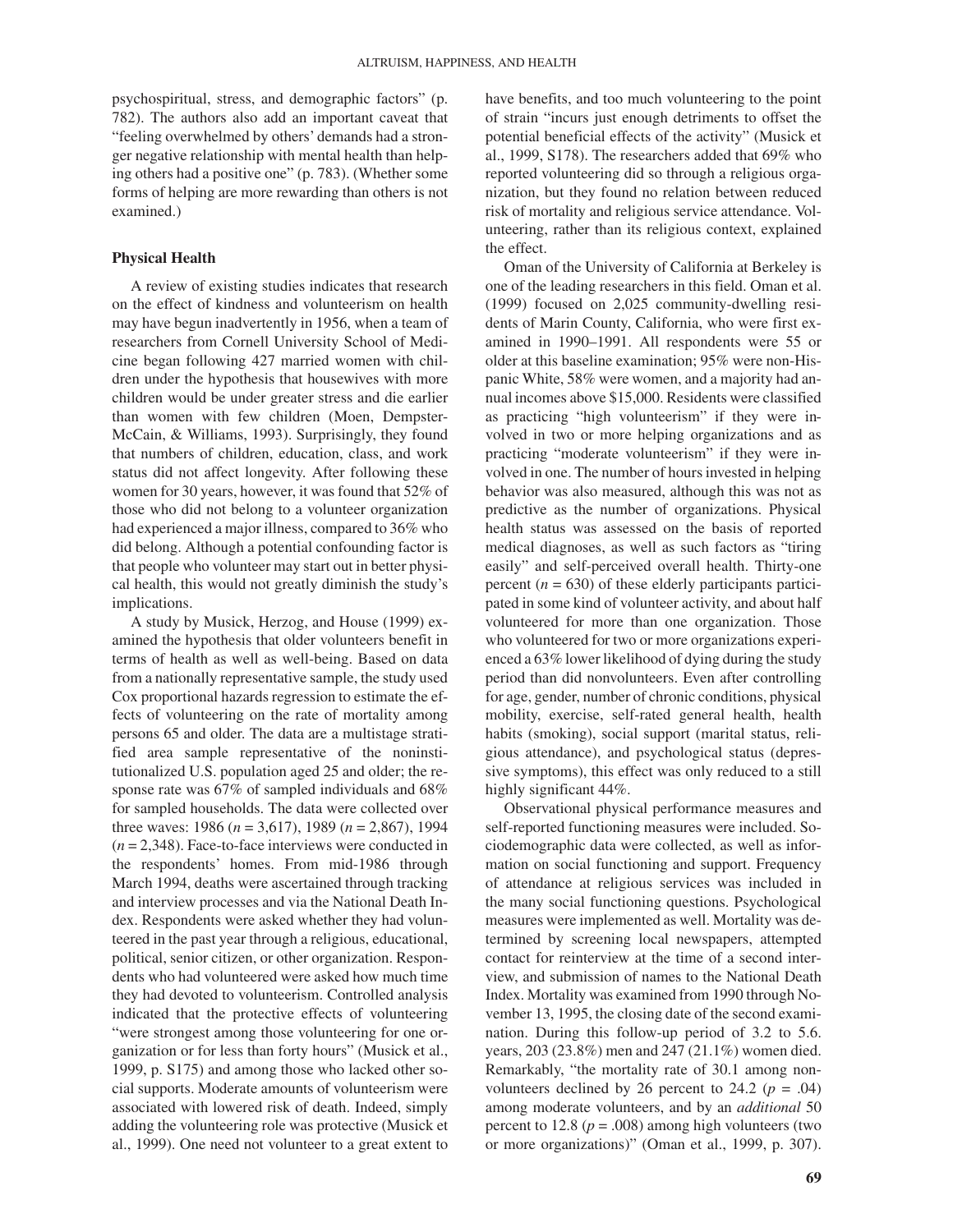psychospiritual, stress, and demographic factors" (p. 782). The authors also add an important caveat that "feeling overwhelmed by others' demands had a stronger negative relationship with mental health than helping others had a positive one" (p. 783). (Whether some forms of helping are more rewarding than others is not examined.)

### Physical Health

A review of existing studies indicates that research on the effect of kindness and volunteerism on health may have begun inadvertently in 1956, when a team of researchers from Cornell University School of Medicine began following 427 married women with children under the hypothesis that housewives with more children would be under greater stress and die earlier than women with few children (Moen, Dempster-McCain, & Williams, 1993). Surprisingly, they found that numbers of children, education, class, and work status did not affect longevity. After following these women for 30 years, however, it was found that 52% of those who did not belong to a volunteer organization had experienced a major illness, compared to 36% who did belong. Although a potential confounding factor is that people who volunteer may start out in better physical health, this would not greatly diminish the study's implications.

A study by Musick, Herzog, and House (1999) examined the hypothesis that older volunteers benefit in terms of health as well as well-being. Based on data from a nationally representative sample, the study used Cox proportional hazards regression to estimate the effects of volunteering on the rate of mortality among persons 65 and older. The data are a multistage stratified area sample representative of the noninstitutionalized U.S. population aged 25 and older; the response rate was 67% of sampled individuals and 68% for sampled households. The data were collected over three waves: 1986 ($n$ = 3,617), 1989 ($n$ = 2,867), 1994 ($n$ = 2,348). Face-to-face interviews were conducted in the respondents' homes. From mid-1986 through March 1994, deaths were ascertained through tracking and interview processes and via the National Death Index. Respondents were asked whether they had volunteered in the past year through a religious, educational, political, senior citizen, or other organization. Respondents who had volunteered were asked how much time they had devoted to volunteerism. Controlled analysis indicated that the protective effects of volunteering "were strongest among those volunteering for one organization or for less than forty hours" (Musick et al., 1999, p. S175) and among those who lacked other social supports. Moderate amounts of volunteerism were associated with lowered risk of death. Indeed, simply adding the volunteering role was protective (Musick et al., 1999). One need not volunteer to a great extent to have benefits, and too much volunteering to the point of strain "incurs just enough detriments to offset the potential beneficial effects of the activity" (Musick et al., 1999, S178). The researchers added that 69% who reported volunteering did so through a religious organization, but they found no relation between reduced risk of mortality and religious service attendance. Volunteering, rather than its religious context, explained the effect.

Oman of the University of California at Berkeley is one of the leading researchers in this field. Oman et al. (1999) focused on 2,025 community-dwelling residents of Marin County, California, who were first examined in 1990–1991. All respondents were 55 or older at this baseline examination; 95% were non-Hispanic White, 58% were women, and a majority had annual incomes above $15,000. Residents were classified as practicing "high volunteerism" if they were involved in two or more helping organizations and as practicing "moderate volunteerism" if they were involved in one. The number of hours invested in helping behavior was also measured, although this was not as predictive as the number of organizations. Physical health status was assessed on the basis of reported medical diagnoses, as well as such factors as "tiring easily" and self-perceived overall health. Thirty-one percent ($n$ = 630) of these elderly participants participated in some kind of volunteer activity, and about half volunteered for more than one organization. Those who volunteered for two or more organizations experienced a 63% lower likelihood of dying during the study period than did nonvolunteers. Even after controlling for age, gender, number of chronic conditions, physical mobility, exercise, self-rated general health, health habits (smoking), social support (marital status, religious attendance), and psychological status (depressive symptoms), this effect was only reduced to a still highly significant 44%.

Observational physical performance measures and self-reported functioning measures were included. Sociodemographic data were collected, as well as information on social functioning and support. Frequency of attendance at religious services was included in the many social functioning questions. Psychological measures were implemented as well. Mortality was determined by screening local newspapers, attempted contact for reinterview at the time of a second interview, and submission of names to the National Death Index. Mortality was examined from 1990 through November 13, 1995, the closing date of the second examination. During this follow-up period of 3.2 to 5.6. years, 203 (23.8%) men and 247 (21.1%) women died. Remarkably, "the mortality rate of 30.1 among nonvolunteers declined by 26 percent to 24.2 ($p$ = .04) among moderate volunteers, and by an *additional* 50 percent to 12.8 ($p$ = .008) among high volunteers (two or more organizations)" (Oman et al., 1999, p. 307).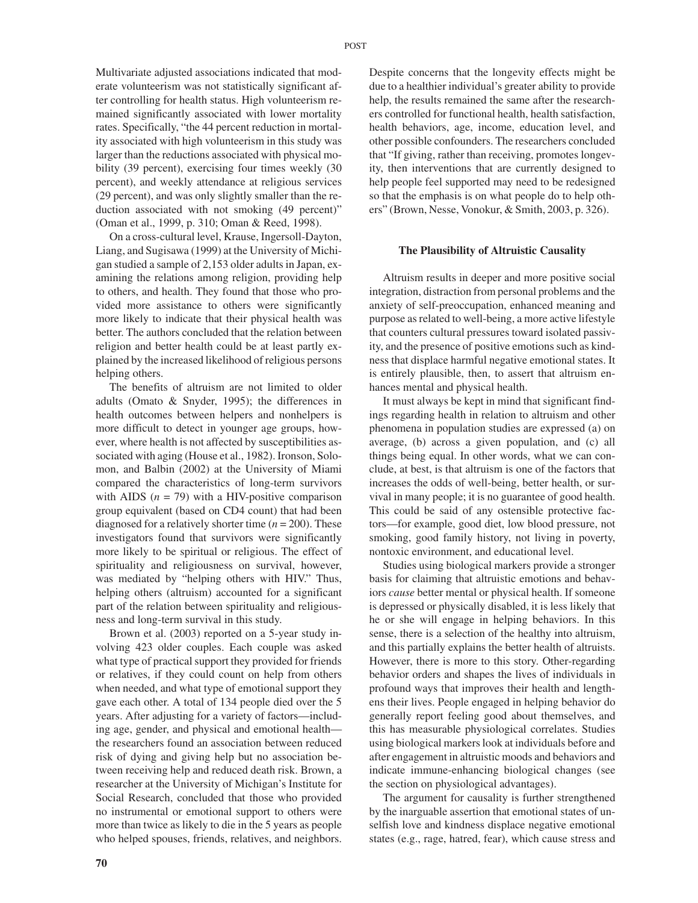Multivariate adjusted associations indicated that moderate volunteerism was not statistically significant after controlling for health status. High volunteerism remained significantly associated with lower mortality rates. Specifically, "the 44 percent reduction in mortality associated with high volunteerism in this study was larger than the reductions associated with physical mobility (39 percent), exercising four times weekly (30 percent), and weekly attendance at religious services (29 percent), and was only slightly smaller than the reduction associated with not smoking (49 percent)" (Oman et al., 1999, p. 310; Oman & Reed, 1998).

On a cross-cultural level, Krause, Ingersoll-Dayton, Liang, and Sugisawa (1999) at the University of Michigan studied a sample of 2,153 older adults in Japan, examining the relations among religion, providing help to others, and health. They found that those who provided more assistance to others were significantly more likely to indicate that their physical health was better. The authors concluded that the relation between religion and better health could be at least partly explained by the increased likelihood of religious persons helping others.

The benefits of altruism are not limited to older adults (Omato & Snyder, 1995); the differences in health outcomes between helpers and nonhelpers is more difficult to detect in younger age groups, however, where health is not affected by susceptibilities associated with aging (House et al., 1982). Ironson, Solomon, and Balbin (2002) at the University of Miami compared the characteristics of long-term survivors with AIDS ($n$ = 79) with a HIV-positive comparison group equivalent (based on CD4 count) that had been diagnosed for a relatively shorter time ($n$ = 200). These investigators found that survivors were significantly more likely to be spiritual or religious. The effect of spirituality and religiousness on survival, however, was mediated by "helping others with HIV." Thus, helping others (altruism) accounted for a significant part of the relation between spirituality and religiousness and long-term survival in this study.

Brown et al. (2003) reported on a 5-year study involving 423 older couples. Each couple was asked what type of practical support they provided for friends or relatives, if they could count on help from others when needed, and what type of emotional support they gave each other. A total of 134 people died over the 5 years. After adjusting for a variety of factors—including age, gender, and physical and emotional health—the researchers found an association between reduced risk of dying and giving help but no association between receiving help and reduced death risk. Brown, a researcher at the University of Michigan's Institute for Social Research, concluded that those who provided no instrumental or emotional support to others were more than twice as likely to die in the 5 years as people who helped spouses, friends, relatives, and neighbors. Despite concerns that the longevity effects might be due to a healthier individual's greater ability to provide help, the results remained the same after the researchers controlled for functional health, health satisfaction, health behaviors, age, income, education level, and other possible confounders. The researchers concluded that "If giving, rather than receiving, promotes longevity, then interventions that are currently designed to help people feel supported may need to be redesigned so that the emphasis is on what people do to help others" (Brown, Nesse, Vonokur, & Smith, 2003, p. 326).

### The Plausibility of Altruistic Causality

Altruism results in deeper and more positive social integration, distraction from personal problems and the anxiety of self-preoccupation, enhanced meaning and purpose as related to well-being, a more active lifestyle that counters cultural pressures toward isolated passivity, and the presence of positive emotions such as kindness that displace harmful negative emotional states. It is entirely plausible, then, to assert that altruism enhances mental and physical health.

It must always be kept in mind that significant findings regarding health in relation to altruism and other phenomena in population studies are expressed (a) on average, (b) across a given population, and (c) all things being equal. In other words, what we can conclude, at best, is that altruism is one of the factors that increases the odds of well-being, better health, or survival in many people; it is no guarantee of good health. This could be said of any ostensible protective factors—for example, good diet, low blood pressure, not smoking, good family history, not living in poverty, nontoxic environment, and educational level.

Studies using biological markers provide a stronger basis for claiming that altruistic emotions and behaviors *cause* better mental or physical health. If someone is depressed or physically disabled, it is less likely that he or she will engage in helping behaviors. In this sense, there is a selection of the healthy into altruism, and this partially explains the better health of altruists. However, there is more to this story. Other-regarding behavior orders and shapes the lives of individuals in profound ways that improves their health and lengthens their lives. People engaged in helping behavior do generally report feeling good about themselves, and this has measurable physiological correlates. Studies using biological markers look at individuals before and after engagement in altruistic moods and behaviors and indicate immune-enhancing biological changes (see the section on physiological advantages).

The argument for causality is further strengthened by the inarguable assertion that emotional states of unselfish love and kindness displace negative emotional states (e.g., rage, hatred, fear), which cause stress and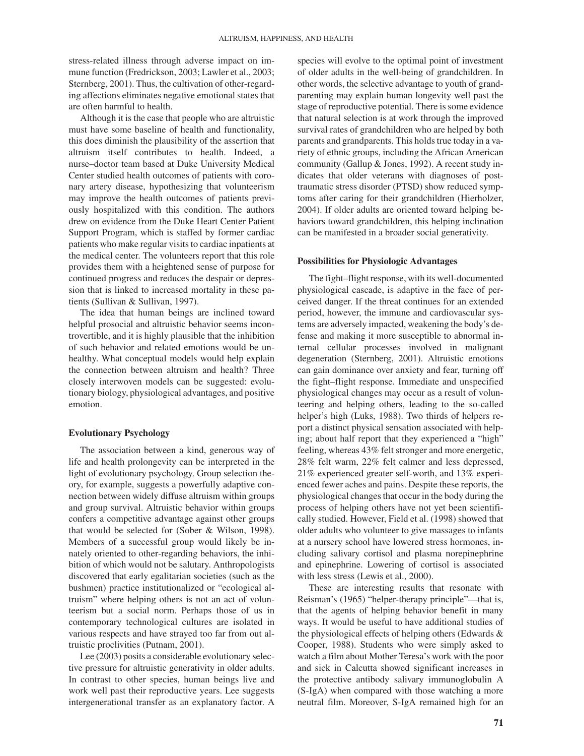stress-related illness through adverse impact on immune function (Fredrickson, 2003; Lawler et al., 2003; Sternberg, 2001). Thus, the cultivation of other-regarding affections eliminates negative emotional states that are often harmful to health.

Although it is the case that people who are altruistic must have some baseline of health and functionality, this does diminish the plausibility of the assertion that altruism itself contributes to health. Indeed, a nurse–doctor team based at Duke University Medical Center studied health outcomes of patients with coronary artery disease, hypothesizing that volunteerism may improve the health outcomes of patients previously hospitalized with this condition. The authors drew on evidence from the Duke Heart Center Patient Support Program, which is staffed by former cardiac patients who make regular visits to cardiac inpatients at the medical center. The volunteers report that this role provides them with a heightened sense of purpose for continued progress and reduces the despair or depression that is linked to increased mortality in these patients (Sullivan & Sullivan, 1997).

The idea that human beings are inclined toward helpful prosocial and altruistic behavior seems incontrovertible, and it is highly plausible that the inhibition of such behavior and related emotions would be unhealthy. What conceptual models would help explain the connection between altruism and health? Three closely interwoven models can be suggested: evolutionary biology, physiological advantages, and positive emotion.

### Evolutionary Psychology

The association between a kind, generous way of life and health prolongevity can be interpreted in the light of evolutionary psychology. Group selection theory, for example, suggests a powerfully adaptive connection between widely diffuse altruism within groups and group survival. Altruistic behavior within groups confers a competitive advantage against other groups that would be selected for (Sober & Wilson, 1998). Members of a successful group would likely be innately oriented to other-regarding behaviors, the inhibition of which would not be salutary. Anthropologists discovered that early egalitarian societies (such as the bushmen) practice institutionalized or "ecological altruism" where helping others is not an act of volunteerism but a social norm. Perhaps those of us in contemporary technological cultures are isolated in various respects and have strayed too far from out altruistic proclivities (Putnam, 2001).

Lee (2003) posits a considerable evolutionary selective pressure for altruistic generativity in older adults. In contrast to other species, human beings live and work well past their reproductive years. Lee suggests intergenerational transfer as an explanatory factor. A species will evolve to the optimal point of investment of older adults in the well-being of grandchildren. In other words, the selective advantage to youth of grandparenting may explain human longevity well past the stage of reproductive potential. There is some evidence that natural selection is at work through the improved survival rates of grandchildren who are helped by both parents and grandparents. This holds true today in a variety of ethnic groups, including the African American community (Gallup & Jones, 1992). A recent study indicates that older veterans with diagnoses of posttraumatic stress disorder (PTSD) show reduced symptoms after caring for their grandchildren (Hierholzer, 2004). If older adults are oriented toward helping behaviors toward grandchildren, this helping inclination can be manifested in a broader social generativity.

### Possibilities for Physiologic Advantages

The fight–flight response, with its well-documented physiological cascade, is adaptive in the face of perceived danger. If the threat continues for an extended period, however, the immune and cardiovascular systems are adversely impacted, weakening the body's defense and making it more susceptible to abnormal internal cellular processes involved in malignant degeneration (Sternberg, 2001). Altruistic emotions can gain dominance over anxiety and fear, turning off the fight–flight response. Immediate and unspecified physiological changes may occur as a result of volunteering and helping others, leading to the so-called helper's high (Luks, 1988). Two thirds of helpers report a distinct physical sensation associated with helping; about half report that they experienced a "high" feeling, whereas 43% felt stronger and more energetic, 28% felt warm, 22% felt calmer and less depressed, 21% experienced greater self-worth, and 13% experienced fewer aches and pains. Despite these reports, the physiological changes that occur in the body during the process of helping others have not yet been scientifically studied. However, Field et al. (1998) showed that older adults who volunteer to give massages to infants at a nursery school have lowered stress hormones, including salivary cortisol and plasma norepinephrine and epinephrine. Lowering of cortisol is associated with less stress (Lewis et al., 2000).

These are interesting results that resonate with Reisman's (1965) "helper-therapy principle"—that is, that the agents of helping behavior benefit in many ways. It would be useful to have additional studies of the physiological effects of helping others (Edwards & Cooper, 1988). Students who were simply asked to watch a film about Mother Teresa's work with the poor and sick in Calcutta showed significant increases in the protective antibody salivary immunoglobulin A (S-IgA) when compared with those watching a more neutral film. Moreover, S-IgA remained high for an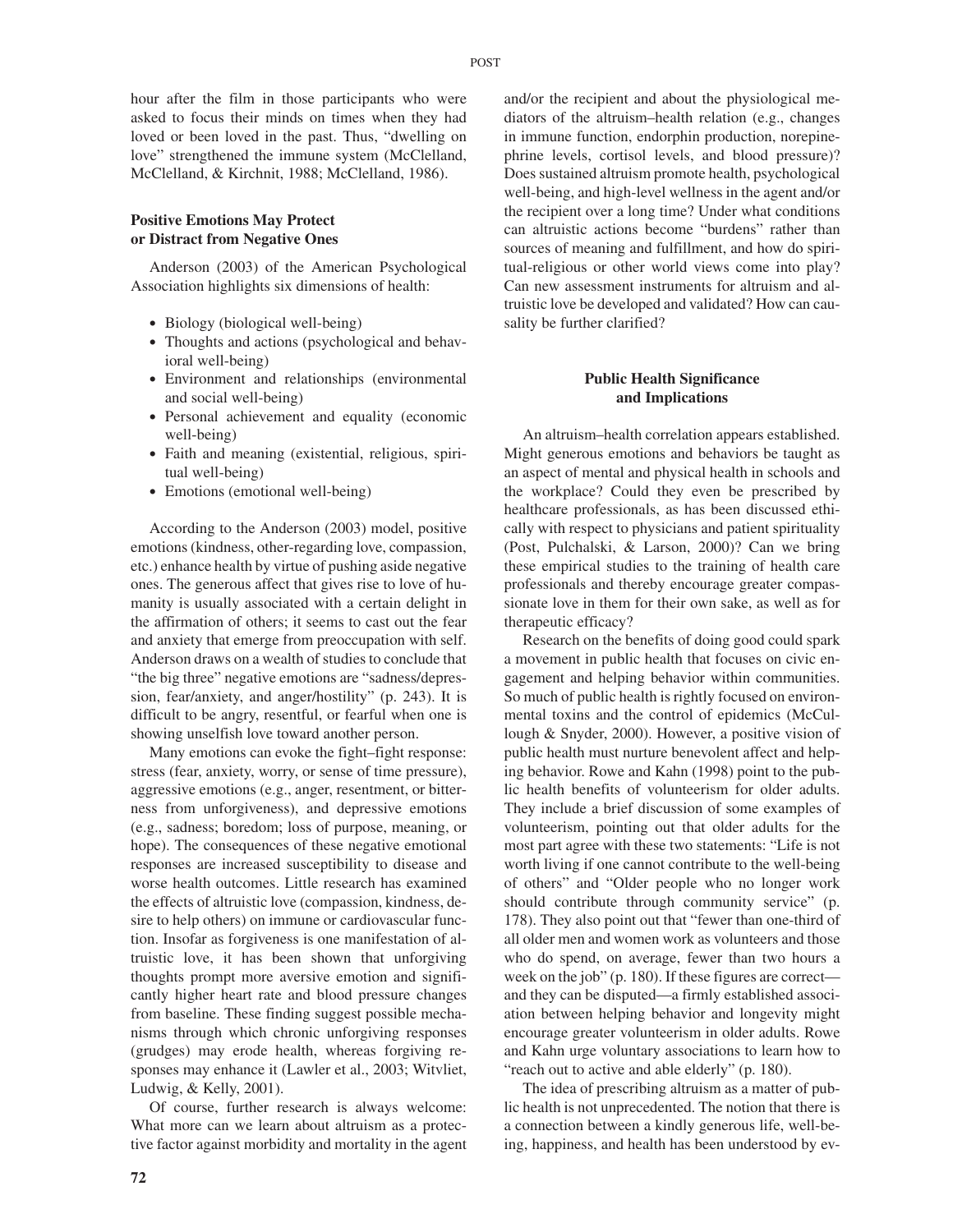hour after the film in those participants who were asked to focus their minds on times when they had loved or been loved in the past. Thus, "dwelling on love" strengthened the immune system (McClelland, McClelland, & Kirchnit, 1988; McClelland, 1986).

### Positive Emotions May Protect or Distract from Negative Ones

Anderson (2003) of the American Psychological Association highlights six dimensions of health:

- Biology (biological well-being)
- Thoughts and actions (psychological and behavioral well-being)
- Environment and relationships (environmental and social well-being)
- Personal achievement and equality (economic well-being)
- Faith and meaning (existential, religious, spiritual well-being)
- Emotions (emotional well-being)

According to the Anderson (2003) model, positive emotions (kindness, other-regarding love, compassion, etc.) enhance health by virtue of pushing aside negative ones. The generous affect that gives rise to love of humanity is usually associated with a certain delight in the affirmation of others; it seems to cast out the fear and anxiety that emerge from preoccupation with self. Anderson draws on a wealth of studies to conclude that "the big three" negative emotions are "sadness/depression, fear/anxiety, and anger/hostility" (p. 243). It is difficult to be angry, resentful, or fearful when one is showing unselfish love toward another person.

Many emotions can evoke the fight–fight response: stress (fear, anxiety, worry, or sense of time pressure), aggressive emotions (e.g., anger, resentment, or bitterness from unforgiveness), and depressive emotions (e.g., sadness; boredom; loss of purpose, meaning, or hope). The consequences of these negative emotional responses are increased susceptibility to disease and worse health outcomes. Little research has examined the effects of altruistic love (compassion, kindness, desire to help others) on immune or cardiovascular function. Insofar as forgiveness is one manifestation of altruistic love, it has been shown that unforgiving thoughts prompt more aversive emotion and significantly higher heart rate and blood pressure changes from baseline. These finding suggest possible mechanisms through which chronic unforgiving responses (grudges) may erode health, whereas forgiving responses may enhance it (Lawler et al., 2003; Witvliet, Ludwig, & Kelly, 2001).

Of course, further research is always welcome: What more can we learn about altruism as a protective factor against morbidity and mortality in the agent and/or the recipient and about the physiological mediators of the altruism–health relation (e.g., changes in immune function, endorphin production, norepinephrine levels, cortisol levels, and blood pressure)? Does sustained altruism promote health, psychological well-being, and high-level wellness in the agent and/or the recipient over a long time? Under what conditions can altruistic actions become "burdens" rather than sources of meaning and fulfillment, and how do spiritual-religious or other world views come into play? Can new assessment instruments for altruism and altruistic love be developed and validated? How can causality be further clarified?

## Public Health Significance and Implications

An altruism–health correlation appears established. Might generous emotions and behaviors be taught as an aspect of mental and physical health in schools and the workplace? Could they even be prescribed by healthcare professionals, as has been discussed ethically with respect to physicians and patient spirituality (Post, Pulchalski, & Larson, 2000)? Can we bring these empirical studies to the training of health care professionals and thereby encourage greater compassionate love in them for their own sake, as well as for therapeutic efficacy?

Research on the benefits of doing good could spark a movement in public health that focuses on civic engagement and helping behavior within communities. So much of public health is rightly focused on environmental toxins and the control of epidemics (McCullough & Snyder, 2000). However, a positive vision of public health must nurture benevolent affect and helping behavior. Rowe and Kahn (1998) point to the public health benefits of volunteerism for older adults. They include a brief discussion of some examples of volunteerism, pointing out that older adults for the most part agree with these two statements: "Life is not worth living if one cannot contribute to the well-being of others" and "Older people who no longer work should contribute through community service" (p. 178). They also point out that "fewer than one-third of all older men and women work as volunteers and those who do spend, on average, fewer than two hours a week on the job" (p. 180). If these figures are correct—and they can be disputed—a firmly established association between helping behavior and longevity might encourage greater volunteerism in older adults. Rowe and Kahn urge voluntary associations to learn how to "reach out to active and able elderly" (p. 180).

The idea of prescribing altruism as a matter of public health is not unprecedented. The notion that there is a connection between a kindly generous life, well-being, happiness, and health has been understood by ev-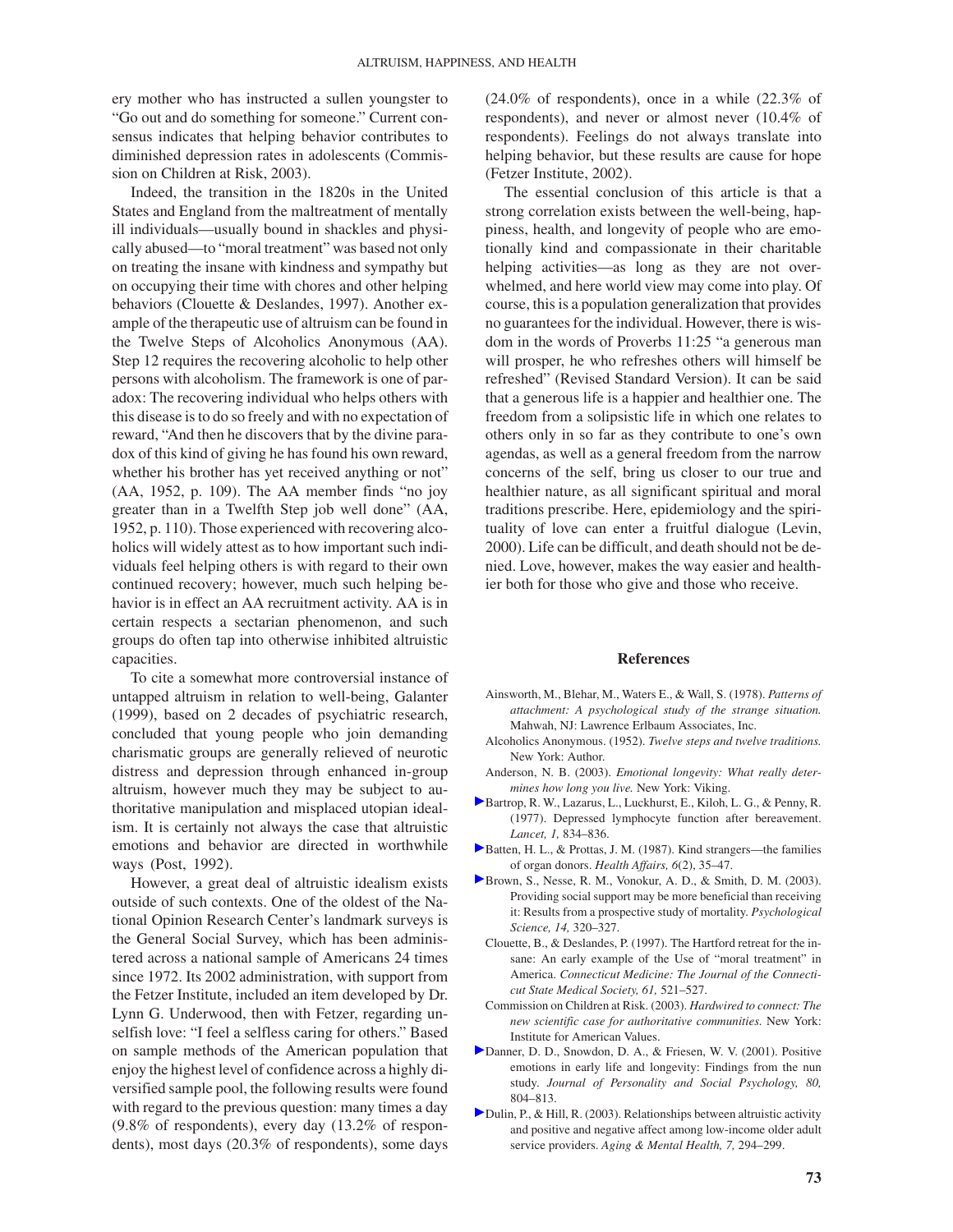ery mother who has instructed a sullen youngster to "Go out and do something for someone." Current consensus indicates that helping behavior contributes to diminished depression rates in adolescents (Commission on Children at Risk, 2003).

Indeed, the transition in the 1820s in the United States and England from the maltreatment of mentally ill individuals—usually bound in shackles and physically abused—to "moral treatment" was based not only on treating the insane with kindness and sympathy but on occupying their time with chores and other helping behaviors (Clouette & Deslandes, 1997). Another example of the therapeutic use of altruism can be found in the Twelve Steps of Alcoholics Anonymous (AA). Step 12 requires the recovering alcoholic to help other persons with alcoholism. The framework is one of paradox: The recovering individual who helps others with this disease is to do so freely and with no expectation of reward, "And then he discovers that by the divine paradox of this kind of giving he has found his own reward, whether his brother has yet received anything or not" (AA, 1952, p. 109). The AA member finds "no joy greater than in a Twelfth Step job well done" (AA, 1952, p. 110). Those experienced with recovering alcoholics will widely attest as to how important such individuals feel helping others is with regard to their own continued recovery; however, much such helping behavior is in effect an AA recruitment activity. AA is in certain respects a sectarian phenomenon, and such groups do often tap into otherwise inhibited altruistic capacities.

To cite a somewhat more controversial instance of untapped altruism in relation to well-being, Galanter (1999), based on 2 decades of psychiatric research, concluded that young people who join demanding charismatic groups are generally relieved of neurotic distress and depression through enhanced in-group altruism, however much they may be subject to authoritative manipulation and misplaced utopian idealism. It is certainly not always the case that altruistic emotions and behavior are directed in worthwhile ways (Post, 1992).

However, a great deal of altruistic idealism exists outside of such contexts. One of the oldest of the National Opinion Research Center's landmark surveys is the General Social Survey, which has been administered across a national sample of Americans 24 times since 1972. Its 2002 administration, with support from the Fetzer Institute, included an item developed by Dr. Lynn G. Underwood, then with Fetzer, regarding unselfish love: "I feel a selfless caring for others." Based on sample methods of the American population that enjoy the highest level of confidence across a highly diversified sample pool, the following results were found with regard to the previous question: many times a day (9.8% of respondents), every day (13.2% of respondents), most days (20.3% of respondents), some days (24.0% of respondents), once in a while (22.3% of respondents), and never or almost never (10.4% of respondents). Feelings do not always translate into helping behavior, but these results are cause for hope (Fetzer Institute, 2002).

The essential conclusion of this article is that a strong correlation exists between the well-being, happiness, health, and longevity of people who are emotionally kind and compassionate in their charitable helping activities—as long as they are not overwhelmed, and here world view may come into play. Of course, this is a population generalization that provides no guarantees for the individual. However, there is wisdom in the words of Proverbs 11:25 "a generous man will prosper, he who refreshes others will himself be refreshed" (Revised Standard Version). It can be said that a generous life is a happier and healthier one. The freedom from a solipsistic life in which one relates to others only in so far as they contribute to one's own agendas, as well as a general freedom from the narrow concerns of the self, bring us closer to our true and healthier nature, as all significant spiritual and moral traditions prescribe. Here, epidemiology and the spirituality of love can enter a fruitful dialogue (Levin, 2000). Life can be difficult, and death should not be denied. Love, however, makes the way easier and healthier both for those who give and those who receive.

## References

Ainsworth, M., Blehar, M., Waters E., & Wall, S. (1978). *Patterns of attachment: A psychological study of the strange situation.* Mahwah, NJ: Lawrence Erlbaum Associates, Inc.

Alcoholics Anonymous. (1952). *Twelve steps and twelve traditions.* New York: Author.

Anderson, N. B. (2003). *Emotional longevity: What really determines how long you live.* New York: Viking.

Bartrop, R. W., Lazarus, L., Luckhurst, E., Kiloh, L. G., & Penny, R. (1977). Depressed lymphocyte function after bereavement. *Lancet, 1,* 834–836.

Batten, H. L., & Prottas, J. M. (1987). Kind strangers—the families of organ donors. *Health Affairs, 6*(2), 35–47.

Brown, S., Nesse, R. M., Vonokur, A. D., & Smith, D. M. (2003). Providing social support may be more beneficial than receiving it: Results from a prospective study of mortality. *Psychological Science, 14,* 320–327.

Clouette, B., & Deslandes, P. (1997). The Hartford retreat for the insane: An early example of the Use of "moral treatment" in America. *Connecticut Medicine: The Journal of the Connecticut State Medical Society, 61,* 521–527.

Commission on Children at Risk. (2003). *Hardwired to connect: The new scientific case for authoritative communities.* New York: Institute for American Values.

Danner, D. D., Snowdon, D. A., & Friesen, W. V. (2001). Positive emotions in early life and longevity: Findings from the nun study. *Journal of Personality and Social Psychology, 80,* 804–813.

Dulin, P., & Hill, R. (2003). Relationships between altruistic activity and positive and negative affect among low-income older adult service providers. *Aging & Mental Health, 7,* 294–299.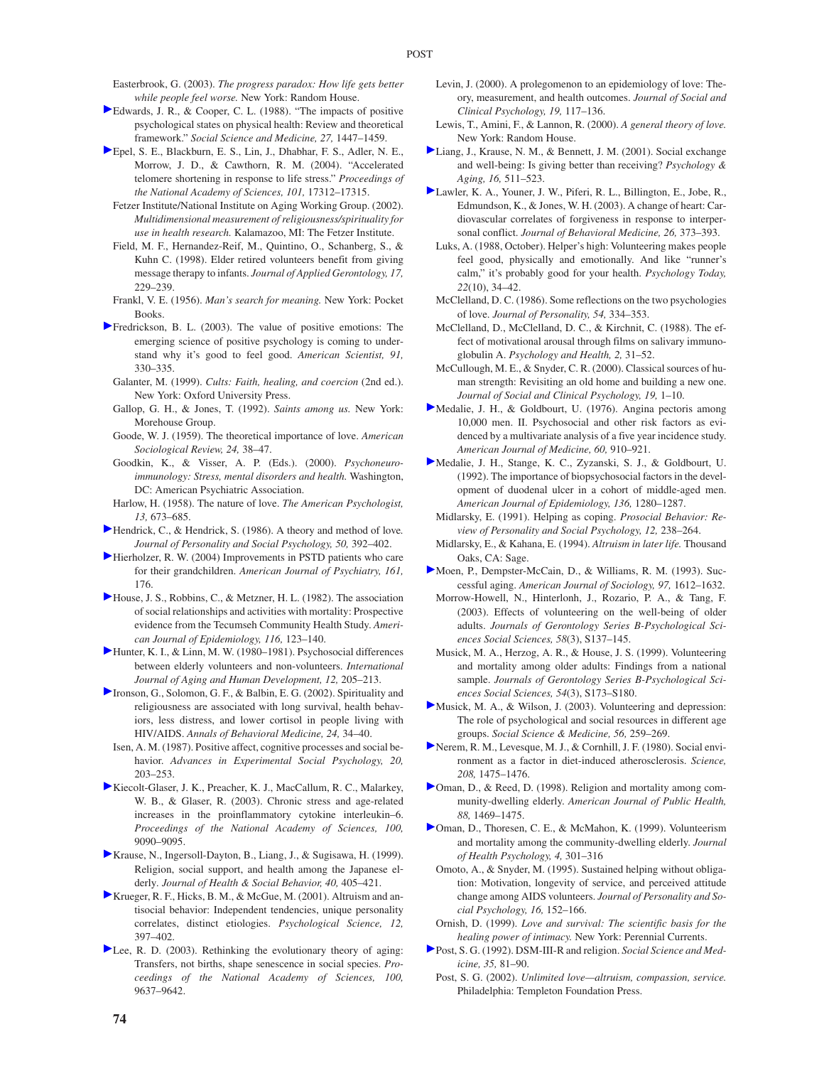Easterbrook, G. (2003). *The progress paradox: How life gets better while people feel worse.* New York: Random House.

Edwards, J. R., & Cooper, C. L. (1988). "The impacts of positive psychological states on physical health: Review and theoretical framework." *Social Science and Medicine, 27,* 1447–1459.

Epel, S. E., Blackburn, E. S., Lin, J., Dhabhar, F. S., Adler, N. E., Morrow, J. D., & Cawthorn, R. M. (2004). "Accelerated telomere shortening in response to life stress." *Proceedings of the National Academy of Sciences, 101,* 17312–17315.

Fetzer Institute/National Institute on Aging Working Group. (2002). *Multidimensional measurement of religiousness/spirituality for use in health research.* Kalamazoo, MI: The Fetzer Institute.

Field, M. F., Hernandez-Reif, M., Quintino, O., Schanberg, S., & Kuhn C. (1998). Elder retired volunteers benefit from giving message therapy to infants. *Journal of Applied Gerontology, 17,* 229–239.

Frankl, V. E. (1956). *Man's search for meaning.* New York: Pocket Books.

Fredrickson, B. L. (2003). The value of positive emotions: The emerging science of positive psychology is coming to understand why it's good to feel good. *American Scientist, 91,* 330–335.

Galanter, M. (1999). *Cults: Faith, healing, and coercion* (2nd ed.). New York: Oxford University Press.

Gallop, G. H., & Jones, T. (1992). *Saints among us.* New York: Morehouse Group.

Goode, W. J. (1959). The theoretical importance of love. *American Sociological Review, 24,* 38–47.

Goodkin, K., & Visser, A. P. (Eds.). (2000). *Psychoneuroimmunology: Stress, mental disorders and health.* Washington, DC: American Psychiatric Association.

Harlow, H. (1958). The nature of love. *The American Psychologist, 13,* 673–685.

Hendrick, C., & Hendrick, S. (1986). A theory and method of love. *Journal of Personality and Social Psychology, 50,* 392–402.

Hierholzer, R. W. (2004) Improvements in PSTD patients who care for their grandchildren. *American Journal of Psychiatry, 161,* 176.

House, J. S., Robbins, C., & Metzner, H. L. (1982). The association of social relationships and activities with mortality: Prospective evidence from the Tecumseh Community Health Study. *American Journal of Epidemiology, 116,* 123–140.

Hunter, K. I., & Linn, M. W. (1980–1981). Psychosocial differences between elderly volunteers and non-volunteers. *International Journal of Aging and Human Development, 12,* 205–213.

Ironson, G., Solomon, G. F., & Balbin, E. G. (2002). Spirituality and religiousness are associated with long survival, health behaviors, less distress, and lower cortisol in people living with HIV/AIDS. *Annals of Behavioral Medicine, 24,* 34–40.

Isen, A. M. (1987). Positive affect, cognitive processes and social behavior. *Advances in Experimental Social Psychology, 20,* 203–253.

Kiecolt-Glaser, J. K., Preacher, K. J., MacCallum, R. C., Malarkey, W. B., & Glaser, R. (2003). Chronic stress and age-related increases in the proinflammatory cytokine interleukin–6. *Proceedings of the National Academy of Sciences, 100,* 9090–9095.

Krause, N., Ingersoll-Dayton, B., Liang, J., & Sugisawa, H. (1999). Religion, social support, and health among the Japanese elderly. *Journal of Health & Social Behavior, 40,* 405–421.

Krueger, R. F., Hicks, B. M., & McGue, M. (2001). Altruism and antisocial behavior: Independent tendencies, unique personality correlates, distinct etiologies. *Psychological Science, 12,* 397–402.

Lee, R. D. (2003). Rethinking the evolutionary theory of aging: Transfers, not births, shape senescence in social species. *Proceedings of the National Academy of Sciences, 100,* 9637–9642.

Levin, J. (2000). A prolegomenon to an epidemiology of love: Theory, measurement, and health outcomes. *Journal of Social and Clinical Psychology, 19,* 117–136.

Lewis, T., Amini, F., & Lannon, R. (2000). *A general theory of love.* New York: Random House.

Liang, J., Krause, N. M., & Bennett, J. M. (2001). Social exchange and well-being: Is giving better than receiving? *Psychology & Aging, 16,* 511–523.

Lawler, K. A., Youner, J. W., Piferi, R. L., Billington, E., Jobe, R., Edmundson, K., & Jones, W. H. (2003). A change of heart: Cardiovascular correlates of forgiveness in response to interpersonal conflict. *Journal of Behavioral Medicine, 26,* 373–393.

Luks, A. (1988, October). Helper's high: Volunteering makes people feel good, physically and emotionally. And like "runner's calm," it's probably good for your health. *Psychology Today, 22*(10), 34–42.

McClelland, D. C. (1986). Some reflections on the two psychologies of love. *Journal of Personality, 54,* 334–353.

McClelland, D., McClelland, D. C., & Kirchnit, C. (1988). The effect of motivational arousal through films on salivary immunoglobulin A. *Psychology and Health, 2,* 31–52.

McCullough, M. E., & Snyder, C. R. (2000). Classical sources of human strength: Revisiting an old home and building a new one. *Journal of Social and Clinical Psychology, 19,* 1–10.

Medalie, J. H., & Goldbourt, U. (1976). Angina pectoris among 10,000 men. II. Psychosocial and other risk factors as evidenced by a multivariate analysis of a five year incidence study. *American Journal of Medicine, 60,* 910–921.

Medalie, J. H., Stange, K. C., Zyzanski, S. J., & Goldbourt, U. (1992). The importance of biopsychosocial factors in the development of duodenal ulcer in a cohort of middle-aged men. *American Journal of Epidemiology, 136,* 1280–1287.

Midlarsky, E. (1991). Helping as coping. *Prosocial Behavior: Review of Personality and Social Psychology, 12,* 238–264.

Midlarsky, E., & Kahana, E. (1994). *Altruism in later life.* Thousand Oaks, CA: Sage.

Moen, P., Dempster-McCain, D., & Williams, R. M. (1993). Successful aging. *American Journal of Sociology, 97,* 1612–1632.

Morrow-Howell, N., Hinterlonh, J., Rozario, P. A., & Tang, F. (2003). Effects of volunteering on the well-being of older adults. *Journals of Gerontology Series B-Psychological Sciences Social Sciences, 58*(3), S137–145.

Musick, M. A., Herzog, A. R., & House, J. S. (1999). Volunteering and mortality among older adults: Findings from a national sample. *Journals of Gerontology Series B-Psychological Sciences Social Sciences, 54*(3), S173–S180.

Musick, M. A., & Wilson, J. (2003). Volunteering and depression: The role of psychological and social resources in different age groups. *Social Science & Medicine, 56,* 259–269.

Nerem, R. M., Levesque, M. J., & Cornhill, J. F. (1980). Social environment as a factor in diet-induced atherosclerosis. *Science, 208,* 1475–1476.

Oman, D., & Reed, D. (1998). Religion and mortality among community-dwelling elderly. *American Journal of Public Health, 88,* 1469–1475.

Oman, D., Thoresen, C. E., & McMahon, K. (1999). Volunteerism and mortality among the community-dwelling elderly. *Journal of Health Psychology, 4,* 301–316

Omoto, A., & Snyder, M. (1995). Sustained helping without obligation: Motivation, longevity of service, and perceived attitude change among AIDS volunteers. *Journal of Personality and Social Psychology, 16,* 152–166.

Ornish, D. (1999). *Love and survival: The scientific basis for the healing power of intimacy.* New York: Perennial Currents.

Post, S. G. (1992). DSM-III-R and religion. *Social Science and Medicine, 35,* 81–90.

Post, S. G. (2002). *Unlimited love—altruism, compassion, service.* Philadelphia: Templeton Foundation Press.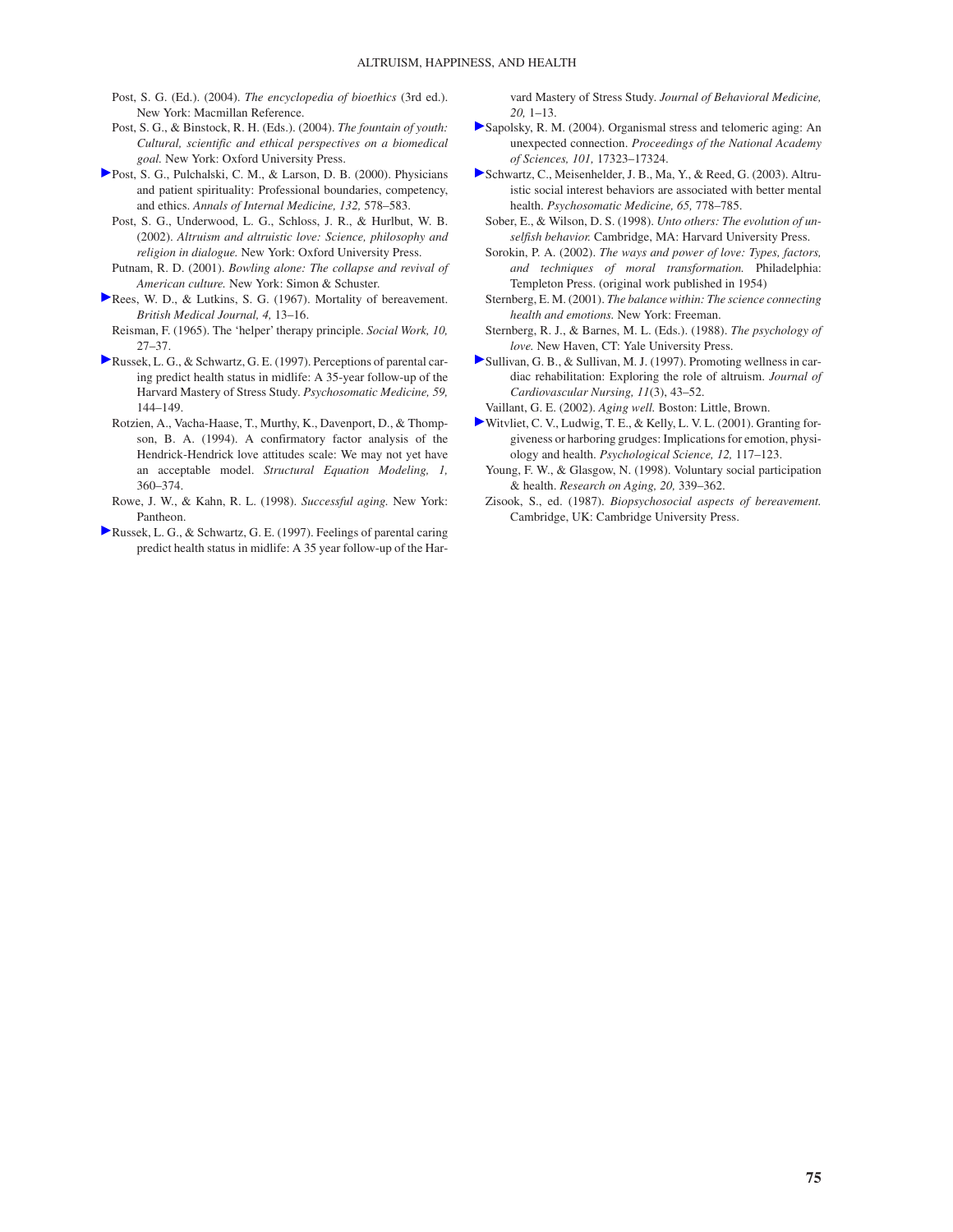Post, S. G. (Ed.). (2004). *The encyclopedia of bioethics* (3rd ed.). New York: Macmillan Reference.

Post, S. G., & Binstock, R. H. (Eds.). (2004). *The fountain of youth: Cultural, scientific and ethical perspectives on a biomedical goal.* New York: Oxford University Press.

Post, S. G., Pulchalski, C. M., & Larson, D. B. (2000). Physicians and patient spirituality: Professional boundaries, competency, and ethics. *Annals of Internal Medicine, 132,* 578–583.

Post, S. G., Underwood, L. G., Schloss, J. R., & Hurlbut, W. B. (2002). *Altruism and altruistic love: Science, philosophy and religion in dialogue.* New York: Oxford University Press.

Putnam, R. D. (2001). *Bowling alone: The collapse and revival of American culture.* New York: Simon & Schuster.

Rees, W. D., & Lutkins, S. G. (1967). Mortality of bereavement. *British Medical Journal, 4,* 13–16.

Reisman, F. (1965). The 'helper' therapy principle. *Social Work, 10,* 27–37.

Russek, L. G., & Schwartz, G. E. (1997). Perceptions of parental caring predict health status in midlife: A 35-year follow-up of the Harvard Mastery of Stress Study. *Psychosomatic Medicine, 59,* 144–149.

Rotzien, A., Vacha-Haase, T., Murthy, K., Davenport, D., & Thompson, B. A. (1994). A confirmatory factor analysis of the Hendrick-Hendrick love attitudes scale: We may not yet have an acceptable model. *Structural Equation Modeling, 1,* 360–374.

Rowe, J. W., & Kahn, R. L. (1998). *Successful aging.* New York: Pantheon.

Russek, L. G., & Schwartz, G. E. (1997). Feelings of parental caring predict health status in midlife: A 35 year follow-up of the Harvard Mastery of Stress Study. *Journal of Behavioral Medicine, 20,* 1–13.

Sapolsky, R. M. (2004). Organismal stress and telomeric aging: An unexpected connection. *Proceedings of the National Academy of Sciences, 101,* 17323–17324.

Schwartz, C., Meisenhelder, J. B., Ma, Y., & Reed, G. (2003). Altruistic social interest behaviors are associated with better mental health. *Psychosomatic Medicine, 65,* 778–785.

Sober, E., & Wilson, D. S. (1998). *Unto others: The evolution of unselfish behavior.* Cambridge, MA: Harvard University Press.

Sorokin, P. A. (2002). *The ways and power of love: Types, factors, and techniques of moral transformation.* Philadelphia: Templeton Press. (original work published in 1954)

Sternberg, E. M. (2001). *The balance within: The science connecting health and emotions.* New York: Freeman.

Sternberg, R. J., & Barnes, M. L. (Eds.). (1988). *The psychology of love.* New Haven, CT: Yale University Press.

Sullivan, G. B., & Sullivan, M. J. (1997). Promoting wellness in cardiac rehabilitation: Exploring the role of altruism. *Journal of Cardiovascular Nursing, 11*(3), 43–52.

Vaillant, G. E. (2002). *Aging well.* Boston: Little, Brown.

Witvliet, C. V., Ludwig, T. E., & Kelly, L. V. L. (2001). Granting forgiveness or harboring grudges: Implications for emotion, physiology and health. *Psychological Science, 12,* 117–123.

Young, F. W., & Glasgow, N. (1998). Voluntary social participation & health. *Research on Aging, 20,* 339–362.

Zisook, S., ed. (1987). *Biopsychosocial aspects of bereavement.* Cambridge, UK: Cambridge University Press.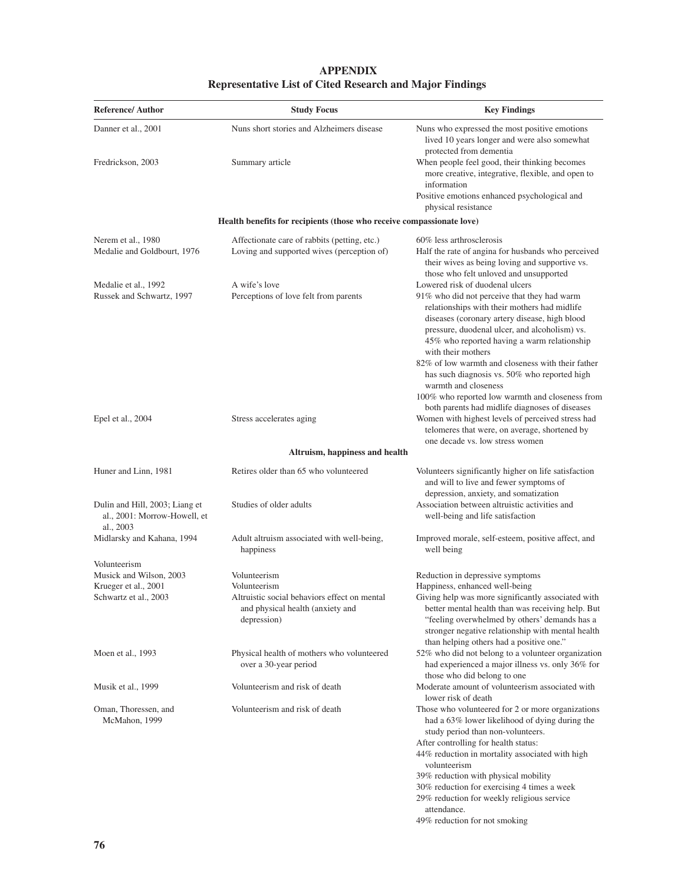# APPENDIX
## Representative List of Cited Research and Major Findings

| Reference/ Author | Study Focus | Key Findings |
|---|---|---|
| Danner et al., 2001 | Nuns short stories and Alzheimers disease | Nuns who expressed the most positive emotions lived 10 years longer and were also somewhat protected from dementia |
| Fredrickson, 2003 | Summary article | When people feel good, their thinking becomes more creative, integrative, flexible, and open to information<br>Positive emotions enhanced psychological and physical resistance |
| | **Health benefits for recipients (those who receive compassionate love)** | |
| Nerem et al., 1980 | Affectionate care of rabbits (petting, etc.) | 60% less arthrosclerosis |
| Medalie and Goldbourt, 1976 | Loving and supported wives (perception of) | Half the rate of angina for husbands who perceived their wives as being loving and supportive vs. those who felt unloved and unsupported |
| Medalie et al., 1992 | A wife's love | Lowered risk of duodenal ulcers |
| Russek and Schwartz, 1997 | Perceptions of love felt from parents | 91% who did not perceive that they had warm relationships with their mothers had midlife diseases (coronary artery disease, high blood pressure, duodenal ulcer, and alcoholism) vs. 45% who reported having a warm relationship with their mothers<br>82% of low warmth and closeness with their father has such diagnosis vs. 50% who reported high warmth and closeness<br>100% who reported low warmth and closeness from both parents had midlife diagnoses of diseases |
| Epel et al., 2004 | Stress accelerates aging | Women with highest levels of perceived stress had telomeres that were, on average, shortened by one decade vs. low stress women |
| | **Altruism, happiness and health** | |
| Huner and Linn, 1981 | Retires older than 65 who volunteered | Volunteers significantly higher on life satisfaction and will to live and fewer symptoms of depression, anxiety, and somatization |
| Dulin and Hill, 2003; Liang et al., 2001: Morrow-Howell, et al., 2003 | Studies of older adults | Association between altruistic activities and well-being and life satisfaction |
| Midlarsky and Kahana, 1994 | Adult altruism associated with well-being, happiness | Improved morale, self-esteem, positive affect, and well being |
| Volunteerism | | |
| Musick and Wilson, 2003 | Volunteerism | Reduction in depressive symptoms |
| Krueger et al., 2001 | Volunteerism | Happiness, enhanced well-being |
| Schwartz et al., 2003 | Altruistic social behaviors effect on mental and physical health (anxiety and depression) | Giving help was more significantly associated with better mental health than was receiving help. But "feeling overwhelmed by others' demands has a stronger negative relationship with mental health than helping others had a positive one." |
| Moen et al., 1993 | Physical health of mothers who volunteered over a 30-year period | 52% who did not belong to a volunteer organization had experienced a major illness vs. only 36% for those who did belong to one |
| Musik et al., 1999 | Volunteerism and risk of death | Moderate amount of volunteerism associated with lower risk of death |
| Oman, Thoressen, and McMahon, 1999 | Volunteerism and risk of death | Those who volunteered for 2 or more organizations had a 63% lower likelihood of dying during the study period than non-volunteers.<br>After controlling for health status:<br>44% reduction in mortality associated with high volunteerism<br>39% reduction with physical mobility<br>30% reduction for exercising 4 times a week<br>29% reduction for weekly religious service attendance.<br>49% reduction for not smoking |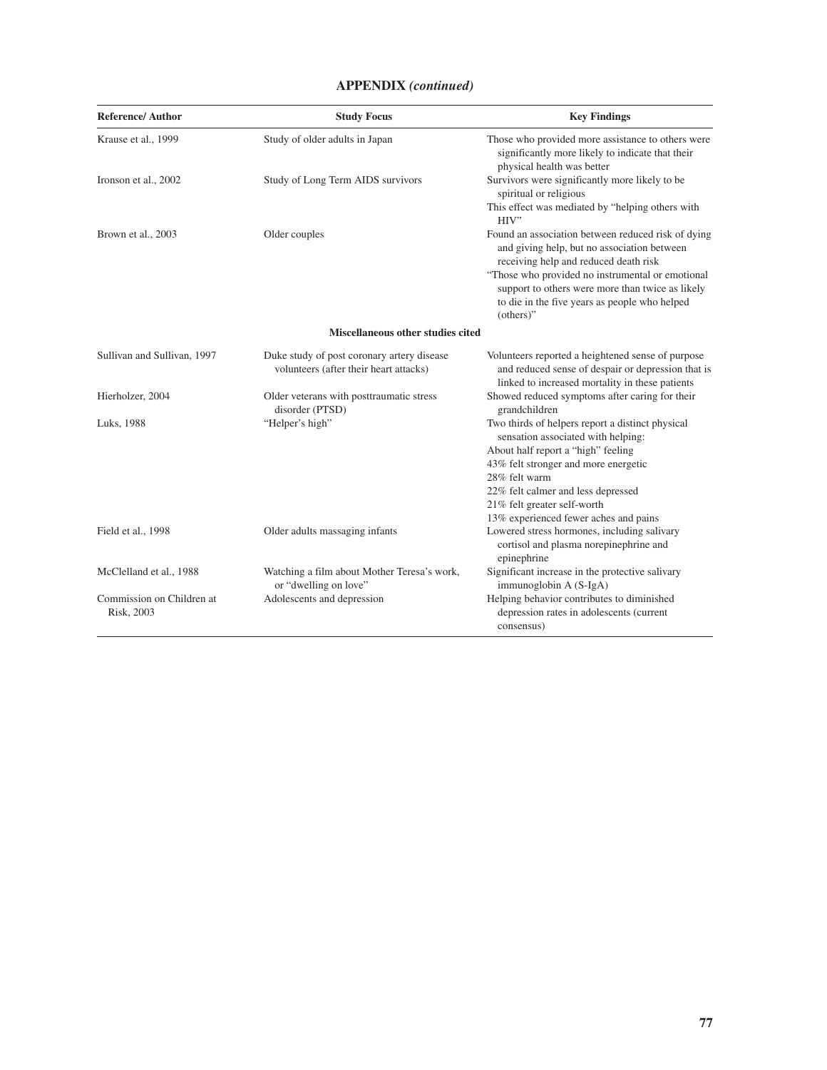## APPENDIX *(continued)*

| Reference/ Author | Study Focus | Key Findings |
|---|---|---|
| Krause et al., 1999 | Study of older adults in Japan | Those who provided more assistance to others were significantly more likely to indicate that their physical health was better |
| Ironson et al., 2002 | Study of Long Term AIDS survivors | Survivors were significantly more likely to be spiritual or religious<br>This effect was mediated by "helping others with HIV" |
| Brown et al., 2003 | Older couples | Found an association between reduced risk of dying and giving help, but no association between receiving help and reduced death risk<br>"Those who provided no instrumental or emotional support to others were more than twice as likely to die in the five years as people who helped (others)" |
| | **Miscellaneous other studies cited** | |
| Sullivan and Sullivan, 1997 | Duke study of post coronary artery disease volunteers (after their heart attacks) | Volunteers reported a heightened sense of purpose and reduced sense of despair or depression that is linked to increased mortality in these patients |
| Hierholzer, 2004 | Older veterans with posttraumatic stress disorder (PTSD) | Showed reduced symptoms after caring for their grandchildren |
| Luks, 1988 | "Helper's high" | Two thirds of helpers report a distinct physical sensation associated with helping:<br>About half report a "high" feeling<br>43% felt stronger and more energetic<br>28% felt warm<br>22% felt calmer and less depressed<br>21% felt greater self-worth<br>13% experienced fewer aches and pains |
| Field et al., 1998 | Older adults massaging infants | Lowered stress hormones, including salivary cortisol and plasma norepinephrine and epinephrine |
| McClelland et al., 1988 | Watching a film about Mother Teresa's work, or "dwelling on love" | Significant increase in the protective salivary immunoglobin A (S-IgA) |
| Commission on Children at Risk, 2003 | Adolescents and depression | Helping behavior contributes to diminished depression rates in adolescents (current consensus) |